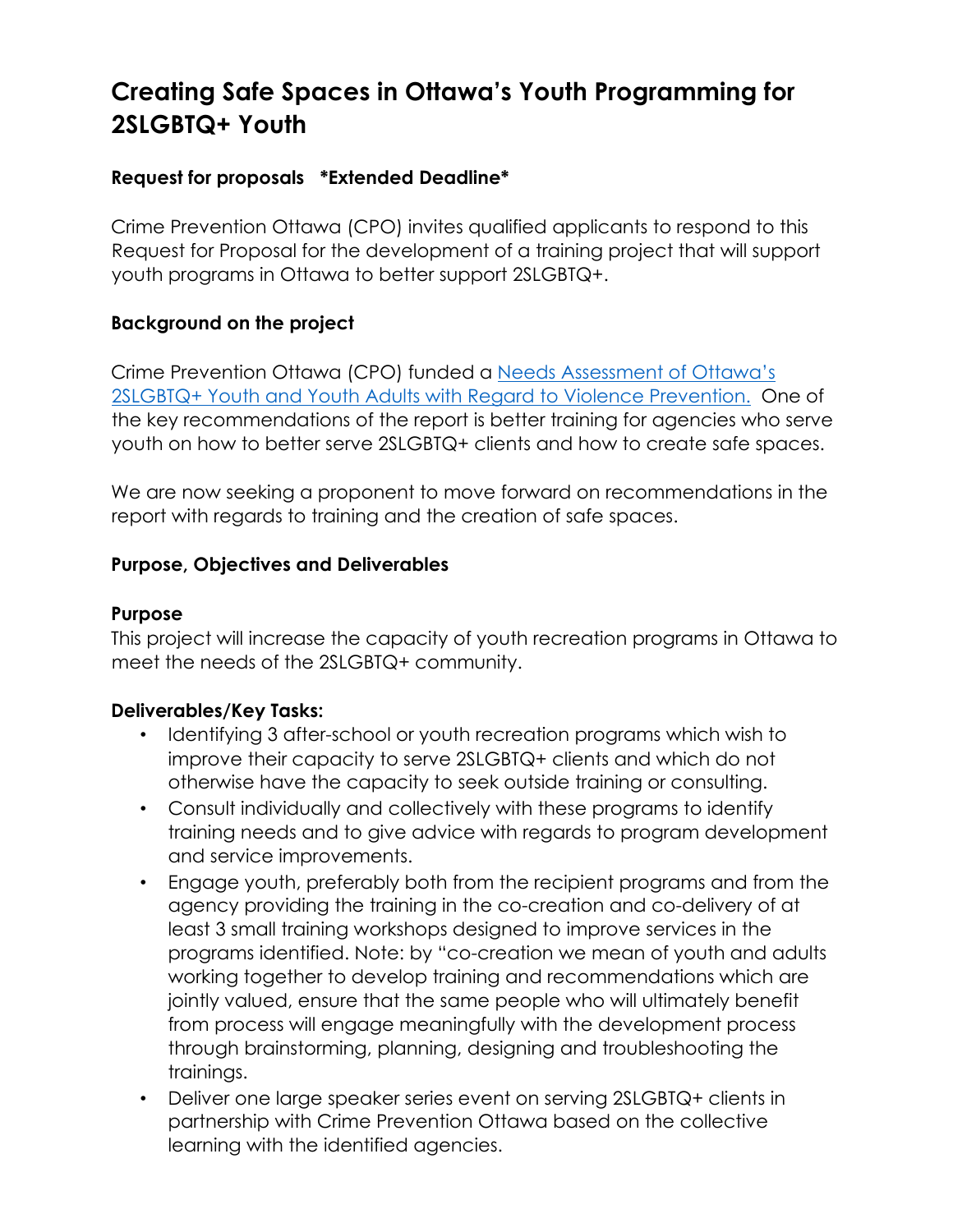# Creating Safe Spaces in Ottawa's Youth Programming for 2SLGBTQ+ Youth

### Request for proposals *Extended Deadline*

Crime Prevention Ottawa (CPO) invites qualified applicants to respond to this Request for Proposal for the development of a training project that will support youth programs in Ottawa to better support 2SLGBTQ+.

### Background on the project

Crime Prevention Ottawa (CPO) funded a [Needs Assessment of Ottawa's 2SLGBTQ+ Youth and Youth Adults with Regard to Violence Prevention.](#) One of the key recommendations of the report is better training for agencies who serve youth on how to better serve 2SLGBTQ+ clients and how to create safe spaces.

We are now seeking a proponent to move forward on recommendations in the report with regards to training and the creation of safe spaces.

### Purpose, Objectives and Deliverables

**Purpose**

This project will increase the capacity of youth recreation programs in Ottawa to meet the needs of the 2SLGBTQ+ community.

**Deliverables/Key Tasks:**

- Identifying 3 after-school or youth recreation programs which wish to improve their capacity to serve 2SLGBTQ+ clients and which do not otherwise have the capacity to seek outside training or consulting.
- Consult individually and collectively with these programs to identify training needs and to give advice with regards to program development and service improvements.
- Engage youth, preferably both from the recipient programs and from the agency providing the training in the co-creation and co-delivery of at least 3 small training workshops designed to improve services in the programs identified. Note: by "co-creation we mean of youth and adults working together to develop training and recommendations which are jointly valued, ensure that the same people who will ultimately benefit from process will engage meaningfully with the development process through brainstorming, planning, designing and troubleshooting the trainings.
- Deliver one large speaker series event on serving 2SLGBTQ+ clients in partnership with Crime Prevention Ottawa based on the collective learning with the identified agencies.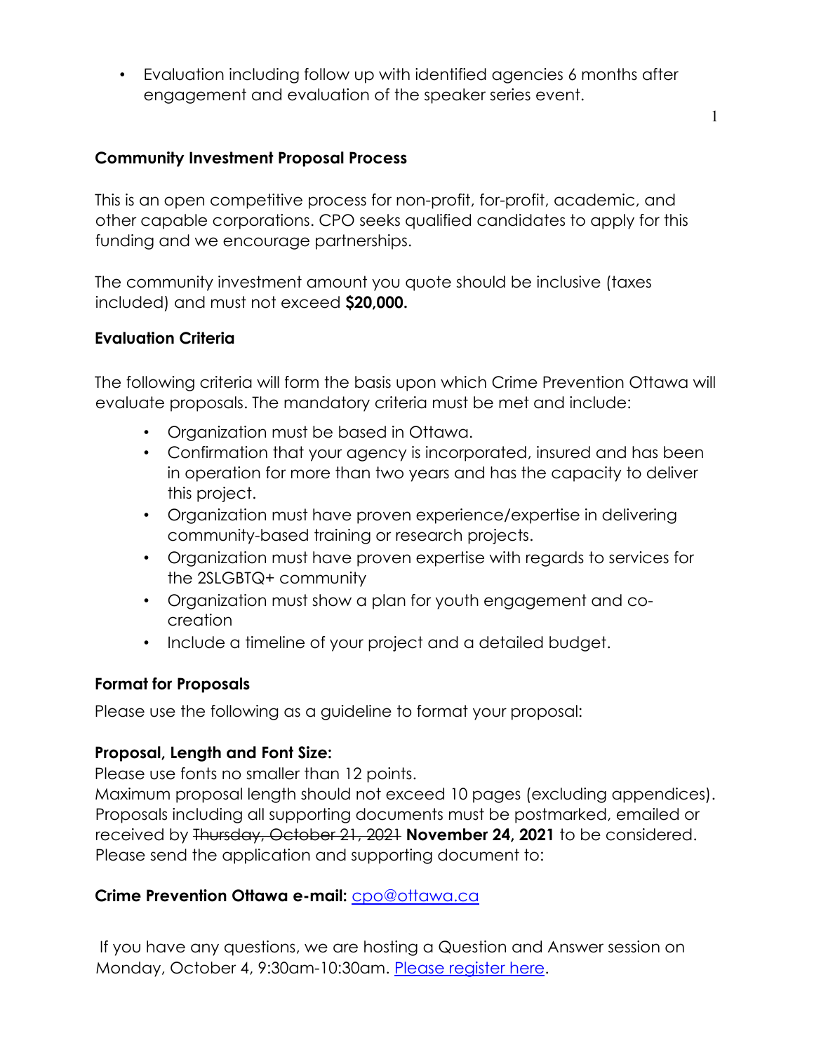- Evaluation including follow up with identified agencies 6 months after engagement and evaluation of the speaker series event.

**Community Investment Proposal Process**

This is an open competitive process for non-profit, for-profit, academic, and other capable corporations. CPO seeks qualified candidates to apply for this funding and we encourage partnerships.

The community investment amount you quote should be inclusive (taxes included) and must not exceed **$20,000.**

**Evaluation Criteria**

The following criteria will form the basis upon which Crime Prevention Ottawa will evaluate proposals. The mandatory criteria must be met and include:

- Organization must be based in Ottawa.
- Confirmation that your agency is incorporated, insured and has been in operation for more than two years and has the capacity to deliver this project.
- Organization must have proven experience/expertise in delivering community-based training or research projects.
- Organization must have proven expertise with regards to services for the 2SLGBTQ+ community
- Organization must show a plan for youth engagement and co-creation
- Include a timeline of your project and a detailed budget.

**Format for Proposals**

Please use the following as a guideline to format your proposal:

**Proposal, Length and Font Size:**

Please use fonts no smaller than 12 points.
Maximum proposal length should not exceed 10 pages (excluding appendices).
Proposals including all supporting documents must be postmarked, emailed or received by ~~Thursday, October 21, 2021~~ **November 24, 2021** to be considered.
Please send the application and supporting document to:

**Crime Prevention Ottawa e-mail:** cpo@ottawa.ca

If you have any questions, we are hosting a Question and Answer session on Monday, October 4, 9:30am-10:30am. Please register here.